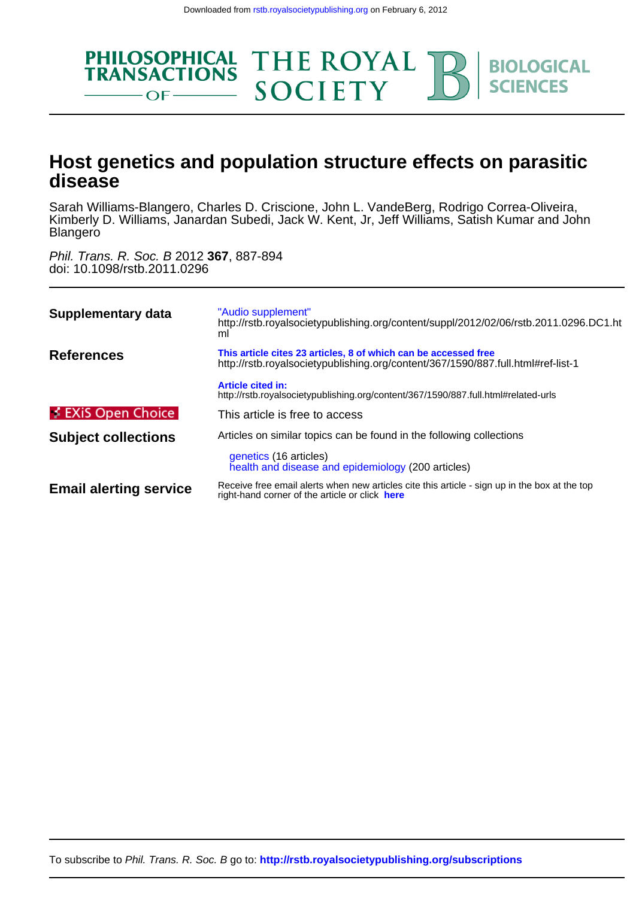Downloaded from rstb.royalsocietypublishing.org on February 6, 2012

PHILOSOPHICAL TRANSACTIONS OF THE ROYAL SOCIETY B BIOLOGICAL SCIENCES

# Host genetics and population structure effects on parasitic disease

Sarah Williams-Blangero, Charles D. Criscione, John L. VandeBerg, Rodrigo Correa-Oliveira, Kimberly D. Williams, Janardan Subedi, Jack W. Kent, Jr, Jeff Williams, Satish Kumar and John Blangero

*Phil. Trans. R. Soc. B* 2012 **367**, 887-894
doi: 10.1098/rstb.2011.0296

| | |
|---|---|
| **Supplementary data** | "Audio supplement" http://rstb.royalsocietypublishing.org/content/suppl/2012/02/06/rstb.2011.0296.DC1.html |
| **References** | **This article cites 23 articles, 8 of which can be accessed free** http://rstb.royalsocietypublishing.org/content/367/1590/887.full.html#ref-list-1 |
| | **Article cited in:** http://rstb.royalsocietypublishing.org/content/367/1590/887.full.html#related-urls |
| EXiS Open Choice | This article is free to access |
| **Subject collections** | Articles on similar topics can be found in the following collections<br>genetics (16 articles)<br>health and disease and epidemiology (200 articles) |
| **Email alerting service** | Receive free email alerts when new articles cite this article - sign up in the box at the top right-hand corner of the article or click **here** |

To subscribe to *Phil. Trans. R. Soc. B* go to: **http://rstb.royalsocietypublishing.org/subscriptions**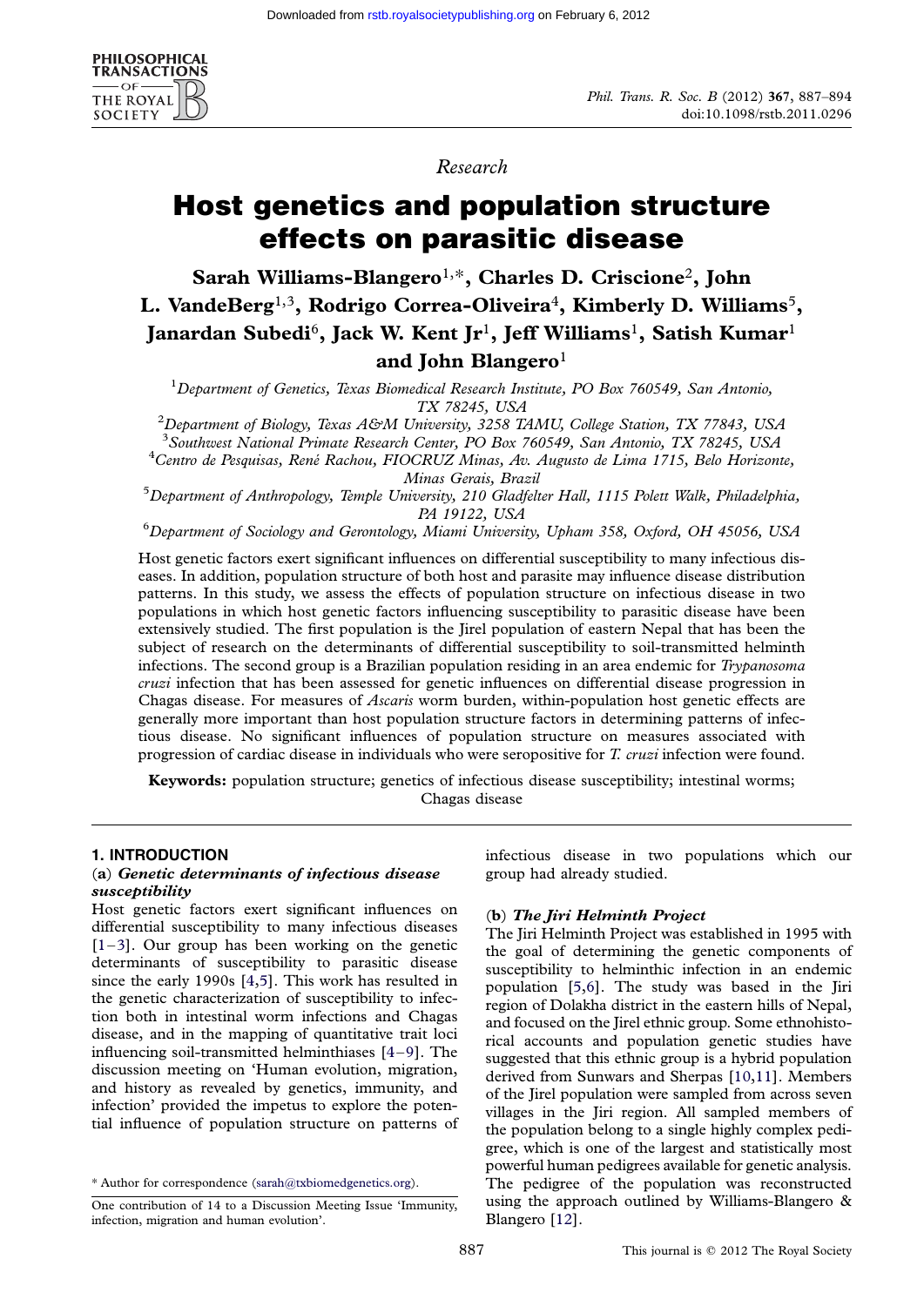Research

# Host genetics and population structure effects on parasitic disease

**Sarah Williams-Blangero[1,*], Charles D. Criscione[2], John L. VandeBerg[1,3], Rodrigo Correa-Oliveira[4], Kimberly D. Williams[5], Janardan Subedi[6], Jack W. Kent Jr[1], Jeff Williams[1], Satish Kumar[1] and John Blangero[1]**

[1]*Department of Genetics, Texas Biomedical Research Institute, PO Box 760549, San Antonio, TX 78245, USA*
[2]*Department of Biology, Texas A&M University, 3258 TAMU, College Station, TX 77843, USA*
[3]*Southwest National Primate Research Center, PO Box 760549, San Antonio, TX 78245, USA*
[4]*Centro de Pesquisas, René Rachou, FIOCRUZ Minas, Av. Augusto de Lima 1715, Belo Horizonte, Minas Gerais, Brazil*
[5]*Department of Anthropology, Temple University, 210 Gladfelter Hall, 1115 Polett Walk, Philadelphia, PA 19122, USA*
[6]*Department of Sociology and Gerontology, Miami University, Upham 358, Oxford, OH 45056, USA*

Host genetic factors exert significant influences on differential susceptibility to many infectious diseases. In addition, population structure of both host and parasite may influence disease distribution patterns. In this study, we assess the effects of population structure on infectious disease in two populations in which host genetic factors influencing susceptibility to parasitic disease have been extensively studied. The first population is the Jirel population of eastern Nepal that has been the subject of research on the determinants of differential susceptibility to soil-transmitted helminth infections. The second group is a Brazilian population residing in an area endemic for *Trypanosoma cruzi* infection that has been assessed for genetic influences on differential disease progression in Chagas disease. For measures of *Ascaris* worm burden, within-population host genetic effects are generally more important than host population structure factors in determining patterns of infectious disease. No significant influences of population structure on measures associated with progression of cardiac disease in individuals who were seropositive for *T. cruzi* infection were found.

**Keywords:** population structure; genetics of infectious disease susceptibility; intestinal worms; Chagas disease

## 1. INTRODUCTION

### (a) *Genetic determinants of infectious disease susceptibility*

Host genetic factors exert significant influences on differential susceptibility to many infectious diseases [1–3]. Our group has been working on the genetic determinants of susceptibility to parasitic disease since the early 1990s [4,5]. This work has resulted in the genetic characterization of susceptibility to infection both in intestinal worm infections and Chagas disease, and in the mapping of quantitative trait loci influencing soil-transmitted helminthiases [4–9]. The discussion meeting on 'Human evolution, migration, and history as revealed by genetics, immunity, and infection' provided the impetus to explore the potential influence of population structure on patterns of infectious disease in two populations which our group had already studied.

### (b) *The Jiri Helminth Project*

The Jiri Helminth Project was established in 1995 with the goal of determining the genetic components of susceptibility to helminthic infection in an endemic population [5,6]. The study was based in the Jiri region of Dolakha district in the eastern hills of Nepal, and focused on the Jirel ethnic group. Some ethnohistorical accounts and population genetic studies have suggested that this ethnic group is a hybrid population derived from Sunwars and Sherpas [10,11]. Members of the Jirel population were sampled from across seven villages in the Jiri region. All sampled members of the population belong to a single highly complex pedigree, which is one of the largest and statistically most powerful human pedigrees available for genetic analysis. The pedigree of the population was reconstructed using the approach outlined by Williams-Blangero & Blangero [12].

\* Author for correspondence (sarah@txbiomedgenetics.org).

One contribution of 14 to a Discussion Meeting Issue 'Immunity, infection, migration and human evolution'.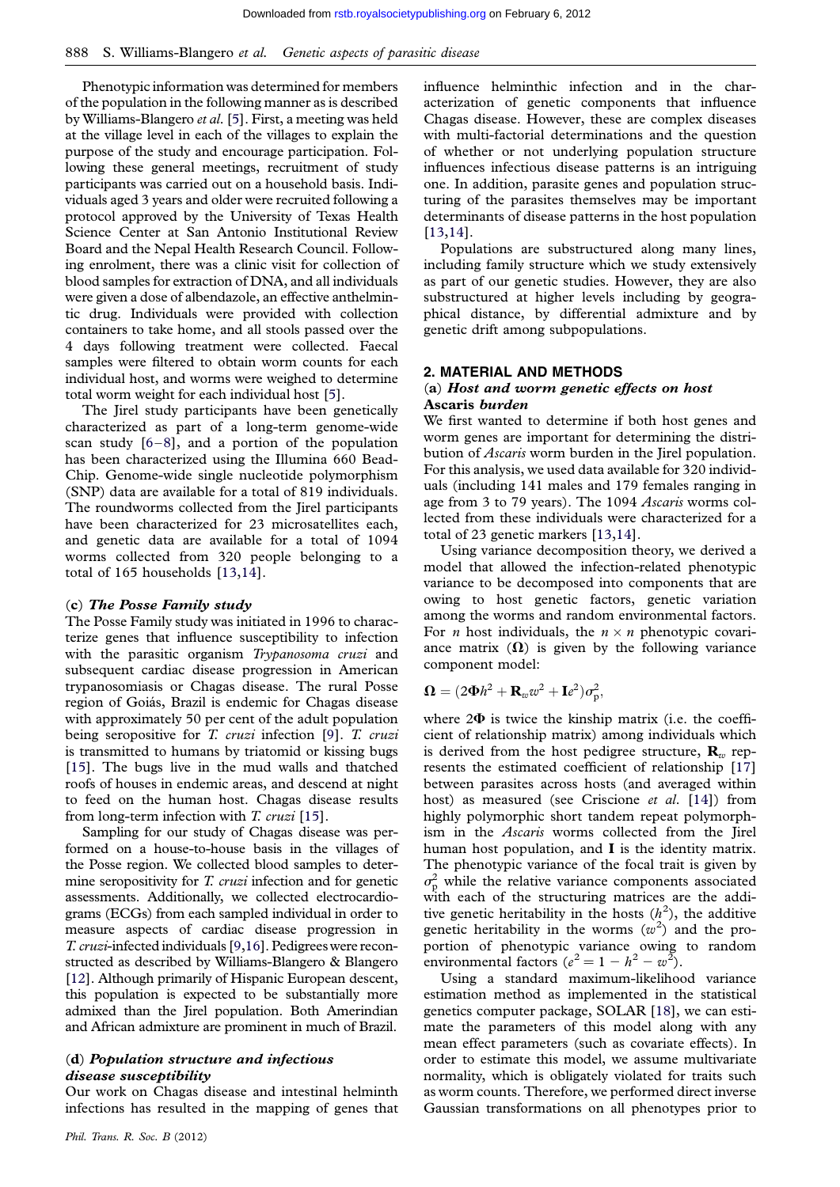Phenotypic information was determined for members of the population in the following manner as is described by Williams-Blangero *et al*. [5]. First, a meeting was held at the village level in each of the villages to explain the purpose of the study and encourage participation. Following these general meetings, recruitment of study participants was carried out on a household basis. Individuals aged 3 years and older were recruited following a protocol approved by the University of Texas Health Science Center at San Antonio Institutional Review Board and the Nepal Health Research Council. Following enrolment, there was a clinic visit for collection of blood samples for extraction of DNA, and all individuals were given a dose of albendazole, an effective anthelmintic drug. Individuals were provided with collection containers to take home, and all stools passed over the 4 days following treatment were collected. Faecal samples were filtered to obtain worm counts for each individual host, and worms were weighed to determine total worm weight for each individual host [5].

The Jirel study participants have been genetically characterized as part of a long-term genome-wide scan study [6–8], and a portion of the population has been characterized using the Illumina 660 BeadChip. Genome-wide single nucleotide polymorphism (SNP) data are available for a total of 819 individuals. The roundworms collected from the Jirel participants have been characterized for 23 microsatellites each, and genetic data are available for a total of 1094 worms collected from 320 people belonging to a total of 165 households [13,14].

### (c) *The Posse Family study*

The Posse Family study was initiated in 1996 to characterize genes that influence susceptibility to infection with the parasitic organism *Trypanosoma cruzi* and subsequent cardiac disease progression in American trypanosomiasis or Chagas disease. The rural Posse region of Goiás, Brazil is endemic for Chagas disease with approximately 50 per cent of the adult population being seropositive for *T. cruzi* infection [9]. *T. cruzi* is transmitted to humans by triatomid or kissing bugs [15]. The bugs live in the mud walls and thatched roofs of houses in endemic areas, and descend at night to feed on the human host. Chagas disease results from long-term infection with *T. cruzi* [15].

Sampling for our study of Chagas disease was performed on a house-to-house basis in the villages of the Posse region. We collected blood samples to determine seropositivity for *T. cruzi* infection and for genetic assessments. Additionally, we collected electrocardiograms (ECGs) from each sampled individual in order to measure aspects of cardiac disease progression in *T. cruzi*-infected individuals [9,16]. Pedigrees were reconstructed as described by Williams-Blangero & Blangero [12]. Although primarily of Hispanic European descent, this population is expected to be substantially more admixed than the Jirel population. Both Amerindian and African admixture are prominent in much of Brazil.

### (d) *Population structure and infectious disease susceptibility*

Our work on Chagas disease and intestinal helminth infections has resulted in the mapping of genes that influence helminthic infection and in the characterization of genetic components that influence Chagas disease. However, these are complex diseases with multi-factorial determinations and the question of whether or not underlying population structure influences infectious disease patterns is an intriguing one. In addition, parasite genes and population structuring of the parasites themselves may be important determinants of disease patterns in the host population [13,14].

Populations are substructured along many lines, including family structure which we study extensively as part of our genetic studies. However, they are also substructured at higher levels including by geographical distance, by differential admixture and by genetic drift among subpopulations.

## 2. MATERIAL AND METHODS

### (a) *Host and worm genetic effects on host* Ascaris *burden*

We first wanted to determine if both host genes and worm genes are important for determining the distribution of *Ascaris* worm burden in the Jirel population. For this analysis, we used data available for 320 individuals (including 141 males and 179 females ranging in age from 3 to 79 years). The 1094 *Ascaris* worms collected from these individuals were characterized for a total of 23 genetic markers [13,14].

Using variance decomposition theory, we derived a model that allowed the infection-related phenotypic variance to be decomposed into components that are owing to host genetic factors, genetic variation among the worms and random environmental factors. For $n$ host individuals, the $n \times n$ phenotypic covariance matrix ($\boldsymbol{\Omega}$) is given by the following variance component model:

$$\boldsymbol{\Omega} = (2\boldsymbol{\Phi}h^2 + \mathbf{R}_w w^2 + \mathbf{I}e^2)\sigma_{\mathrm{p}}^2,$$

where $2\boldsymbol{\Phi}$ is twice the kinship matrix (i.e. the coefficient of relationship matrix) among individuals which is derived from the host pedigree structure, $\mathbf{R}_w$ represents the estimated coefficient of relationship [17] between parasites across hosts (and averaged within host) as measured (see Criscione *et al*. [14]) from highly polymorphic short tandem repeat polymorphism in the *Ascaris* worms collected from the Jirel human host population, and $\mathbf{I}$ is the identity matrix. The phenotypic variance of the focal trait is given by $\sigma_{\mathrm{p}}^2$ while the relative variance components associated with each of the structuring matrices are the additive genetic heritability in the hosts ($h^2$), the additive genetic heritability in the worms ($w^2$) and the proportion of phenotypic variance owing to random environmental factors ($e^2 = 1 - h^2 - w^2$).

Using a standard maximum-likelihood variance estimation method as implemented in the statistical genetics computer package, SOLAR [18], we can estimate the parameters of this model along with any mean effect parameters (such as covariate effects). In order to estimate this model, we assume multivariate normality, which is obligately violated for traits such as worm counts. Therefore, we performed direct inverse Gaussian transformations on all phenotypes prior to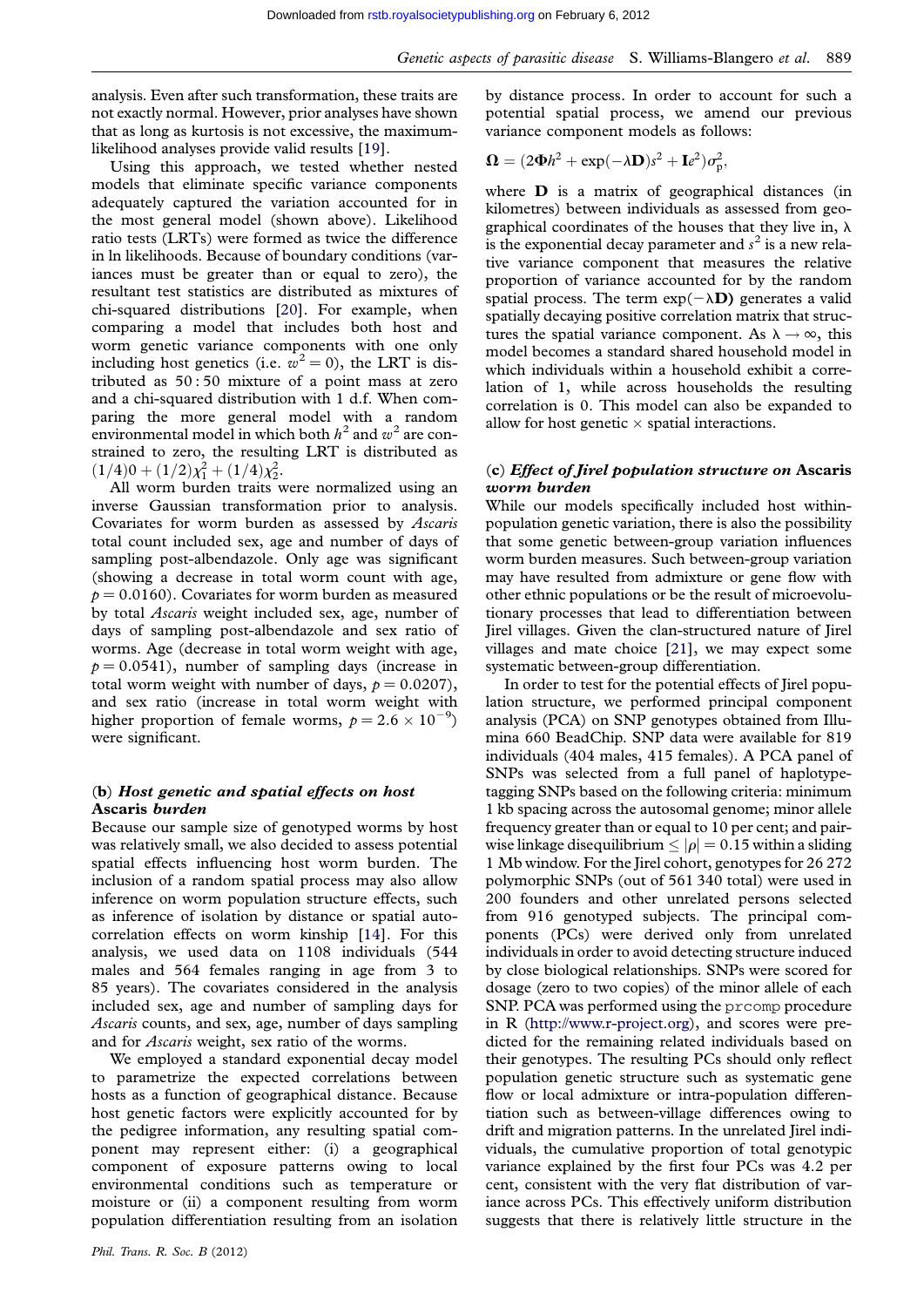analysis. Even after such transformation, these traits are not exactly normal. However, prior analyses have shown that as long as kurtosis is not excessive, the maximum-likelihood analyses provide valid results [19].

Using this approach, we tested whether nested models that eliminate specific variance components adequately captured the variation accounted for in the most general model (shown above). Likelihood ratio tests (LRTs) were formed as twice the difference in ln likelihoods. Because of boundary conditions (variances must be greater than or equal to zero), the resultant test statistics are distributed as mixtures of chi-squared distributions [20]. For example, when comparing a model that includes both host and worm genetic variance components with one only including host genetics (i.e. $w^2 = 0$), the LRT is distributed as 50 : 50 mixture of a point mass at zero and a chi-squared distribution with 1 d.f. When comparing the more general model with a random environmental model in which both $h^2$ and $w^2$ are constrained to zero, the resulting LRT is distributed as $(1/4)0 + (1/2)\chi^2_1 + (1/4)\chi^2_2$.

All worm burden traits were normalized using an inverse Gaussian transformation prior to analysis. Covariates for worm burden as assessed by *Ascaris* total count included sex, age and number of days of sampling post-albendazole. Only age was significant (showing a decrease in total worm count with age, $p = 0.0160$). Covariates for worm burden as measured by total *Ascaris* weight included sex, age, number of days of sampling post-albendazole and sex ratio of worms. Age (decrease in total worm weight with age, $p = 0.0541$), number of sampling days (increase in total worm weight with number of days, $p = 0.0207$), and sex ratio (increase in total worm weight with higher proportion of female worms, $p = 2.6 \times 10^{-9}$) were significant.

### (b) *Host genetic and spatial effects on host* Ascaris *burden*

Because our sample size of genotyped worms by host was relatively small, we also decided to assess potential spatial effects influencing host worm burden. The inclusion of a random spatial process may also allow inference on worm population structure effects, such as inference of isolation by distance or spatial autocorrelation effects on worm kinship [14]. For this analysis, we used data on 1108 individuals (544 males and 564 females ranging in age from 3 to 85 years). The covariates considered in the analysis included sex, age and number of sampling days for *Ascaris* counts, and sex, age, number of days sampling and for *Ascaris* weight, sex ratio of the worms.

We employed a standard exponential decay model to parametrize the expected correlations between hosts as a function of geographical distance. Because host genetic factors were explicitly accounted for by the pedigree information, any resulting spatial component may represent either: (i) a geographical component of exposure patterns owing to local environmental conditions such as temperature or moisture or (ii) a component resulting from worm population differentiation resulting from an isolation by distance process. In order to account for such a potential spatial process, we amend our previous variance component models as follows:

$$\mathbf{\Omega} = (2\mathbf{\Phi}h^2 + \exp(-\lambda\mathbf{D})s^2 + \mathbf{I}e^2)\sigma^2_p,$$

where $\mathbf{D}$ is a matrix of geographical distances (in kilometres) between individuals as assessed from geographical coordinates of the houses that they live in, $\lambda$ is the exponential decay parameter and $s^2$ is a new relative variance component that measures the relative proportion of variance accounted for by the random spatial process. The term $\exp(-\lambda\mathbf{D})$ generates a valid spatially decaying positive correlation matrix that structures the spatial variance component. As $\lambda \to \infty$, this model becomes a standard shared household model in which individuals within a household exhibit a correlation of 1, while across households the resulting correlation is 0. This model can also be expanded to allow for host genetic × spatial interactions.

### (c) *Effect of Jirel population structure on* Ascaris *worm burden*

While our models specifically included host within-population genetic variation, there is also the possibility that some genetic between-group variation influences worm burden measures. Such between-group variation may have resulted from admixture or gene flow with other ethnic populations or be the result of microevolutionary processes that lead to differentiation between Jirel villages. Given the clan-structured nature of Jirel villages and mate choice [21], we may expect some systematic between-group differentiation.

In order to test for the potential effects of Jirel population structure, we performed principal component analysis (PCA) on SNP genotypes obtained from Illumina 660 BeadChip. SNP data were available for 819 individuals (404 males, 415 females). A PCA panel of SNPs was selected from a full panel of haplotype-tagging SNPs based on the following criteria: minimum 1 kb spacing across the autosomal genome; minor allele frequency greater than or equal to 10 per cent; and pairwise linkage disequilibrium $\leq |\rho| = 0.15$ within a sliding 1 Mb window. For the Jirel cohort, genotypes for 26 272 polymorphic SNPs (out of 561 340 total) were used in 200 founders and other unrelated persons selected from 916 genotyped subjects. The principal components (PCs) were derived only from unrelated individuals in order to avoid detecting structure induced by close biological relationships. SNPs were scored for dosage (zero to two copies) of the minor allele of each SNP. PCA was performed using the `prcomp` procedure in R (http://www.r-project.org), and scores were predicted for the remaining related individuals based on their genotypes. The resulting PCs should only reflect population genetic structure such as systematic gene flow or local admixture or intra-population differentiation such as between-village differences owing to drift and migration patterns. In the unrelated Jirel individuals, the cumulative proportion of total genotypic variance explained by the first four PCs was 4.2 per cent, consistent with the very flat distribution of variance across PCs. This effectively uniform distribution suggests that there is relatively little structure in the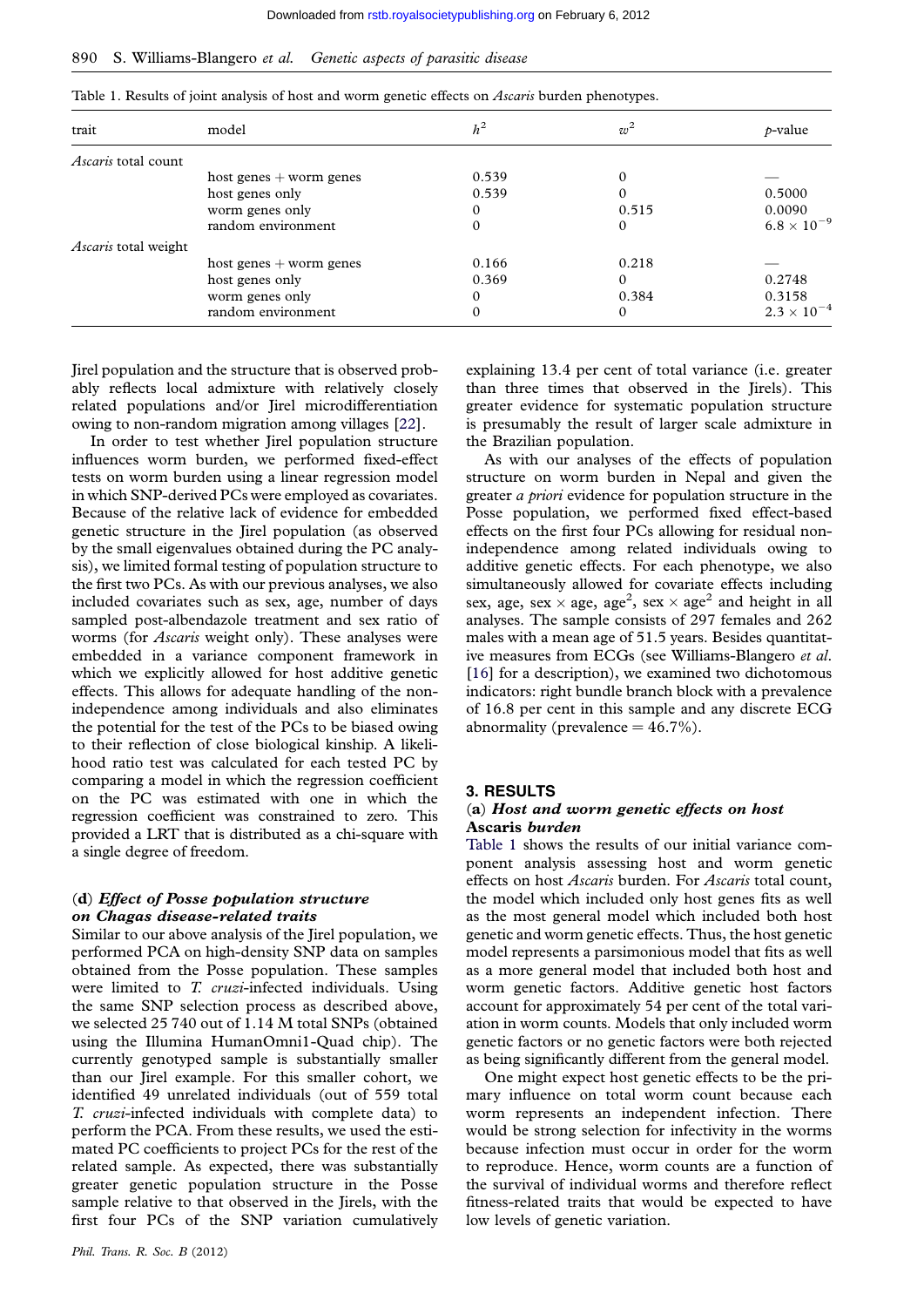Table 1. Results of joint analysis of host and worm genetic effects on *Ascaris* burden phenotypes.

| trait | model | $h^2$ | $w^2$ | *p*-value |
|---|---|---|---|---|
| *Ascaris* total count | | | | |
| | host genes + worm genes | 0.539 | 0 | — |
| | host genes only | 0.539 | 0 | 0.5000 |
| | worm genes only | 0 | 0.515 | 0.0090 |
| | random environment | 0 | 0 | $6.8 \times 10^{-9}$ |
| *Ascaris* total weight | | | | |
| | host genes + worm genes | 0.166 | 0.218 | — |
| | host genes only | 0.369 | 0 | 0.2748 |
| | worm genes only | 0 | 0.384 | 0.3158 |
| | random environment | 0 | 0 | $2.3 \times 10^{-4}$ |

Jirel population and the structure that is observed probably reflects local admixture with relatively closely related populations and/or Jirel microdifferentiation owing to non-random migration among villages [22].

In order to test whether Jirel population structure influences worm burden, we performed fixed-effect tests on worm burden using a linear regression model in which SNP-derived PCs were employed as covariates. Because of the relative lack of evidence for embedded genetic structure in the Jirel population (as observed by the small eigenvalues obtained during the PC analysis), we limited formal testing of population structure to the first two PCs. As with our previous analyses, we also included covariates such as sex, age, number of days sampled post-albendazole treatment and sex ratio of worms (for *Ascaris* weight only). These analyses were embedded in a variance component framework in which we explicitly allowed for host additive genetic effects. This allows for adequate handling of the non-independence among individuals and also eliminates the potential for the test of the PCs to be biased owing to their reflection of close biological kinship. A likelihood ratio test was calculated for each tested PC by comparing a model in which the regression coefficient on the PC was estimated with one in which the regression coefficient was constrained to zero. This provided a LRT that is distributed as a chi-square with a single degree of freedom.

### (d) *Effect of Posse population structure on Chagas disease-related traits*

Similar to our above analysis of the Jirel population, we performed PCA on high-density SNP data on samples obtained from the Posse population. These samples were limited to *T. cruzi*-infected individuals. Using the same SNP selection process as described above, we selected 25 740 out of 1.14 M total SNPs (obtained using the Illumina HumanOmni1-Quad chip). The currently genotyped sample is substantially smaller than our Jirel example. For this smaller cohort, we identified 49 unrelated individuals (out of 559 total *T. cruzi*-infected individuals with complete data) to perform the PCA. From these results, we used the estimated PC coefficients to project PCs for the rest of the related sample. As expected, there was substantially greater genetic population structure in the Posse sample relative to that observed in the Jirels, with the first four PCs of the SNP variation cumulatively explaining 13.4 per cent of total variance (i.e. greater than three times that observed in the Jirels). This greater evidence for systematic population structure is presumably the result of larger scale admixture in the Brazilian population.

As with our analyses of the effects of population structure on worm burden in Nepal and given the greater *a priori* evidence for population structure in the Posse population, we performed fixed effect-based effects on the first four PCs allowing for residual non-independence among related individuals owing to additive genetic effects. For each phenotype, we also simultaneously allowed for covariate effects including sex, age, sex $\times$ age, age$^2$, sex $\times$ age$^2$ and height in all analyses. The sample consists of 297 females and 262 males with a mean age of 51.5 years. Besides quantitative measures from ECGs (see Williams-Blangero *et al.* [16] for a description), we examined two dichotomous indicators: right bundle branch block with a prevalence of 16.8 per cent in this sample and any discrete ECG abnormality (prevalence = 46.7%).

## 3. RESULTS

### (a) *Host and worm genetic effects on host* Ascaris *burden*

Table 1 shows the results of our initial variance component analysis assessing host and worm genetic effects on host *Ascaris* burden. For *Ascaris* total count, the model which included only host genes fits as well as the most general model which included both host genetic and worm genetic effects. Thus, the host genetic model represents a parsimonious model that fits as well as a more general model that included both host and worm genetic factors. Additive genetic host factors account for approximately 54 per cent of the total variation in worm counts. Models that only included worm genetic factors or no genetic factors were both rejected as being significantly different from the general model.

One might expect host genetic effects to be the primary influence on total worm count because each worm represents an independent infection. There would be strong selection for infectivity in the worms because infection must occur in order for the worm to reproduce. Hence, worm counts are a function of the survival of individual worms and therefore reflect fitness-related traits that would be expected to have low levels of genetic variation.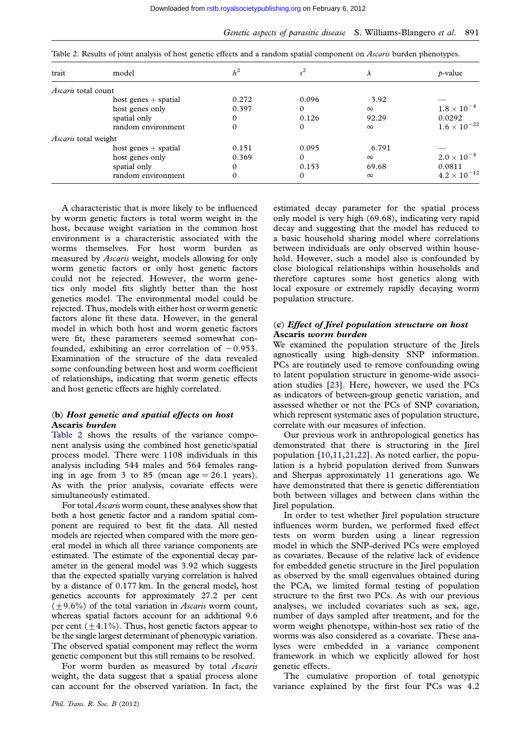Table 2. Results of joint analysis of host genetic effects and a random spatial component on *Ascaris* burden phenotypes.

| trait | model | $h^2$ | $s^2$ | $\lambda$ | *p*-value |
|---|---|---|---|---|---|
| *Ascaris* total count | | | | | |
| | host genes + spatial | 0.272 | 0.096 | 3.92 | — |
| | host genes only | 0.397 | 0 | $\infty$ | $1.8 \times 10^{-4}$ |
| | spatial only | 0 | 0.126 | 92.29 | 0.0292 |
| | random environment | 0 | 0 | $\infty$ | $1.6 \times 10^{-22}$ |
| *Ascaris* total weight | | | | | |
| | host genes + spatial | 0.151 | 0.095 | 6.791 | — |
| | host genes only | 0.369 | 0 | $\infty$ | $2.0 \times 10^{-4}$ |
| | spatial only | 0 | 0.153 | 69.68 | 0.0811 |
| | random environment | 0 | 0 | $\infty$ | $4.2 \times 10^{-12}$ |

A characteristic that is more likely to be influenced by worm genetic factors is total worm weight in the host, because weight variation in the common host environment is a characteristic associated with the worms themselves. For host worm burden as measured by *Ascaris* weight, models allowing for only worm genetic factors or only host genetic factors could not be rejected. However, the worm genetics only model fits slightly better than the host genetics model. The environmental model could be rejected. Thus, models with either host or worm genetic factors alone fit these data. However, in the general model in which both host and worm genetic factors were fit, these parameters seemed somewhat confounded, exhibiting an error correlation of −0.953. Examination of the structure of the data revealed some confounding between host and worm coefficient of relationships, indicating that worm genetic effects and host genetic effects are highly correlated.

### (b) *Host genetic and spatial effects on host* Ascaris *burden*

Table 2 shows the results of the variance component analysis using the combined host genetic/spatial process model. There were 1108 individuals in this analysis including 544 males and 564 females ranging in age from 3 to 85 (mean age = 26.1 years). As with the prior analysis, covariate effects were simultaneously estimated.

For total *Ascaris* worm count, these analyses show that both a host genetic factor and a random spatial component are required to best fit the data. All nested models are rejected when compared with the more general model in which all three variance components are estimated. The estimate of the exponential decay parameter in the general model was 3.92 which suggests that the expected spatially varying correlation is halved by a distance of 0.177 km. In the general model, host genetics accounts for approximately 27.2 per cent (±9.6%) of the total variation in *Ascaris* worm count, whereas spatial factors account for an additional 9.6 per cent (±4.1%). Thus, host genetic factors appear to be the single largest determinant of phenotypic variation. The observed spatial component may reflect the worm genetic component but this still remains to be resolved.

For worm burden as measured by total *Ascaris* weight, the data suggest that a spatial process alone can account for the observed variation. In fact, the estimated decay parameter for the spatial process only model is very high (69.68), indicating very rapid decay and suggesting that the model has reduced to a basic household sharing model where correlations between individuals are only observed within household. However, such a model also is confounded by close biological relationships within households and therefore captures some host genetics along with local exposure or extremely rapidly decaying worm population structure.

### (c) *Effect of Jirel population structure on host* Ascaris *worm burden*

We examined the population structure of the Jirels agnostically using high-density SNP information. PCs are routinely used to remove confounding owing to latent population structure in genome-wide association studies [23]. Here, however, we used the PCs as indicators of between-group genetic variation, and assessed whether or not the PCs of SNP covariation, which represent systematic axes of population structure, correlate with our measures of infection.

Our previous work in anthropological genetics has demonstrated that there is structuring in the Jirel population [10,11,21,22]. As noted earlier, the population is a hybrid population derived from Sunwars and Sherpas approximately 11 generations ago. We have demonstrated that there is genetic differentiation both between villages and between clans within the Jirel population.

In order to test whether Jirel population structure influences worm burden, we performed fixed effect tests on worm burden using a linear regression model in which the SNP-derived PCs were employed as covariates. Because of the relative lack of evidence for embedded genetic structure in the Jirel population as observed by the small eigenvalues obtained during the PCA, we limited formal testing of population structure to the first two PCs. As with our previous analyses, we included covariates such as sex, age, number of days sampled after treatment, and for the worm weight phenotype, within-host sex ratio of the worms was also considered as a covariate. These analyses were embedded in a variance component framework in which we explicitly allowed for host genetic effects.

The cumulative proportion of total genotypic variance explained by the first four PCs was 4.2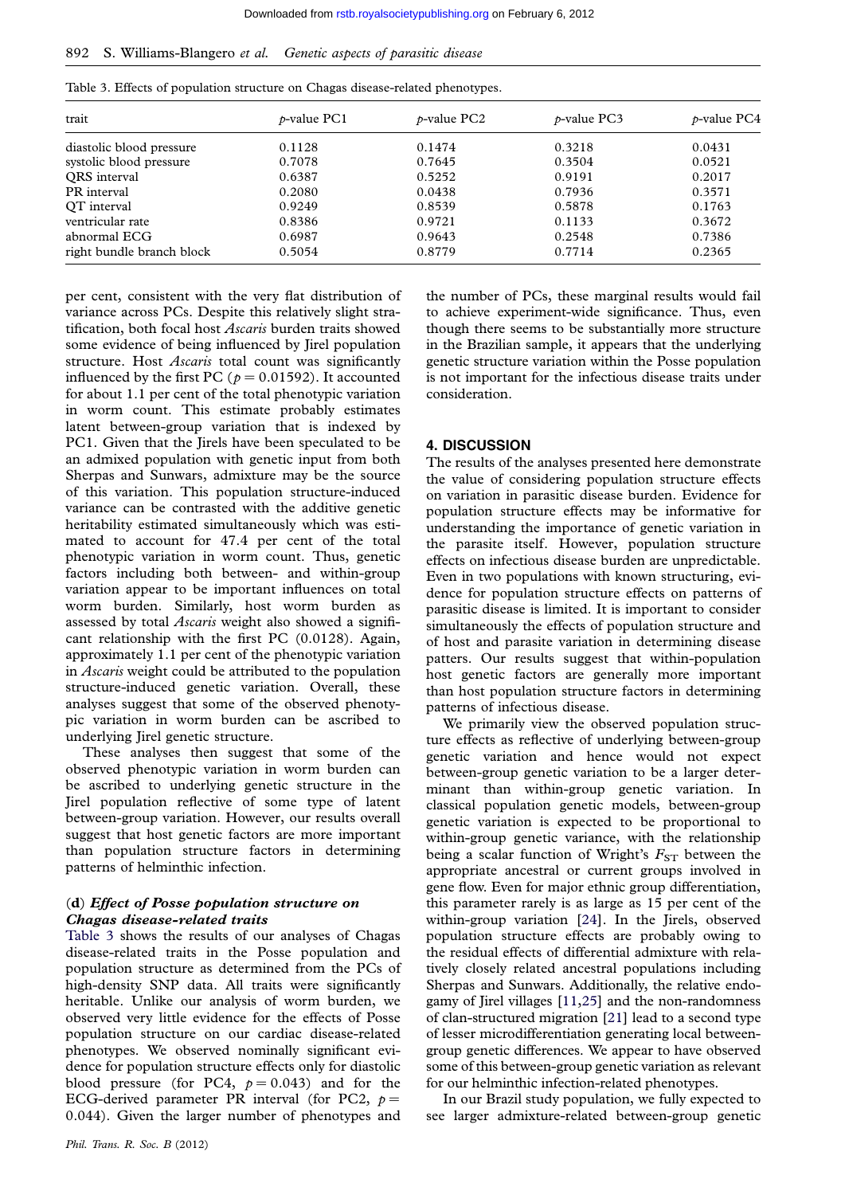Table 3. Effects of population structure on Chagas disease-related phenotypes.

| trait | $p$-value PC1 | $p$-value PC2 | $p$-value PC3 | $p$-value PC4 |
|---|---|---|---|---|
| diastolic blood pressure | 0.1128 | 0.1474 | 0.3218 | 0.0431 |
| systolic blood pressure | 0.7078 | 0.7645 | 0.3504 | 0.0521 |
| QRS interval | 0.6387 | 0.5252 | 0.9191 | 0.2017 |
| PR interval | 0.2080 | 0.0438 | 0.7936 | 0.3571 |
| QT interval | 0.9249 | 0.8539 | 0.5878 | 0.1763 |
| ventricular rate | 0.8386 | 0.9721 | 0.1133 | 0.3672 |
| abnormal ECG | 0.6987 | 0.9643 | 0.2548 | 0.7386 |
| right bundle branch block | 0.5054 | 0.8779 | 0.7714 | 0.2365 |

per cent, consistent with the very flat distribution of variance across PCs. Despite this relatively slight stratification, both focal host *Ascaris* burden traits showed some evidence of being influenced by Jirel population structure. Host *Ascaris* total count was significantly influenced by the first PC ($p = 0.01592$). It accounted for about 1.1 per cent of the total phenotypic variation in worm count. This estimate probably estimates latent between-group variation that is indexed by PC1. Given that the Jirels have been speculated to be an admixed population with genetic input from both Sherpas and Sunwars, admixture may be the source of this variation. This population structure-induced variance can be contrasted with the additive genetic heritability estimated simultaneously which was estimated to account for 47.4 per cent of the total phenotypic variation in worm count. Thus, genetic factors including both between- and within-group variation appear to be important influences on total worm burden. Similarly, host worm burden as assessed by total *Ascaris* weight also showed a significant relationship with the first PC (0.0128). Again, approximately 1.1 per cent of the phenotypic variation in *Ascaris* weight could be attributed to the population structure-induced genetic variation. Overall, these analyses suggest that some of the observed phenotypic variation in worm burden can be ascribed to underlying Jirel genetic structure.

These analyses then suggest that some of the observed phenotypic variation in worm burden can be ascribed to underlying genetic structure in the Jirel population reflective of some type of latent between-group variation. However, our results overall suggest that host genetic factors are more important than population structure factors in determining patterns of helminthic infection.

### (d) *Effect of Posse population structure on Chagas disease-related traits*

Table 3 shows the results of our analyses of Chagas disease-related traits in the Posse population and population structure as determined from the PCs of high-density SNP data. All traits were significantly heritable. Unlike our analysis of worm burden, we observed very little evidence for the effects of Posse population structure on our cardiac disease-related phenotypes. We observed nominally significant evidence for population structure effects only for diastolic blood pressure (for PC4, $p = 0.043$) and for the ECG-derived parameter PR interval (for PC2, $p = 0.044$). Given the larger number of phenotypes and the number of PCs, these marginal results would fail to achieve experiment-wide significance. Thus, even though there seems to be substantially more structure in the Brazilian sample, it appears that the underlying genetic structure variation within the Posse population is not important for the infectious disease traits under consideration.

## 4. DISCUSSION

The results of the analyses presented here demonstrate the value of considering population structure effects on variation in parasitic disease burden. Evidence for population structure effects may be informative for understanding the importance of genetic variation in the parasite itself. However, population structure effects on infectious disease burden are unpredictable. Even in two populations with known structuring, evidence for population structure effects on patterns of parasitic disease is limited. It is important to consider simultaneously the effects of population structure and of host and parasite variation in determining disease patters. Our results suggest that within-population host genetic factors are generally more important than host population structure factors in determining patterns of infectious disease.

We primarily view the observed population structure effects as reflective of underlying between-group genetic variation and hence would not expect between-group genetic variation to be a larger determinant than within-group genetic variation. In classical population genetic models, between-group genetic variation is expected to be proportional to within-group genetic variance, with the relationship being a scalar function of Wright's $F_{ST}$ between the appropriate ancestral or current groups involved in gene flow. Even for major ethnic group differentiation, this parameter rarely is as large as 15 per cent of the within-group variation [24]. In the Jirels, observed population structure effects are probably owing to the residual effects of differential admixture with relatively closely related ancestral populations including Sherpas and Sunwars. Additionally, the relative endogamy of Jirel villages [11,25] and the non-randomness of clan-structured migration [21] lead to a second type of lesser microdifferentiation generating local between-group genetic differences. We appear to have observed some of this between-group genetic variation as relevant for our helminthic infection-related phenotypes.

In our Brazil study population, we fully expected to see larger admixture-related between-group genetic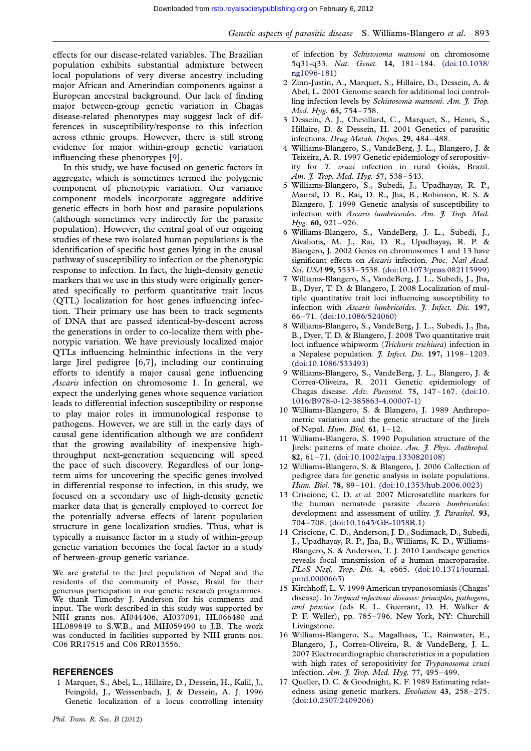effects for our disease-related variables. The Brazilian population exhibits substantial admixture between local populations of very diverse ancestry including major African and Amerindian components against a European ancestral background. Our lack of finding major between-group genetic variation in Chagas disease-related phenotypes may suggest lack of differences in susceptibility/response to this infection across ethnic groups. However, there is still strong evidence for major within-group genetic variation influencing these phenotypes [9].

In this study, we have focused on genetic factors in aggregate, which is sometimes termed the polygenic component of phenotypic variation. Our variance component models incorporate aggregate additive genetic effects in both host and parasite populations (although sometimes very indirectly for the parasite population). However, the central goal of our ongoing studies of these two isolated human populations is the identification of specific host genes lying in the causal pathway of susceptibility to infection or the phenotypic response to infection. In fact, the high-density genetic markers that we use in this study were originally generated specifically to perform quantitative trait locus (QTL) localization for host genes influencing infection. Their primary use has been to track segments of DNA that are passed identical-by-descent across the generations in order to co-localize them with phenotypic variation. We have previously localized major QTLs influencing helminthic infections in the very large Jirel pedigree [6,7], including our continuing efforts to identify a major causal gene influencing *Ascaris* infection on chromosome 1. In general, we expect the underlying genes whose sequence variation leads to differential infection susceptibility or response to play major roles in immunological response to pathogens. However, we are still in the early days of causal gene identification although we are confident that the growing availability of inexpensive high-throughput next-generation sequencing will speed the pace of such discovery. Regardless of our long-term aims for uncovering the specific genes involved in differential response to infection, in this study, we focused on a secondary use of high-density genetic marker data that is generally employed to correct for the potentially adverse effects of latent population structure in gene localization studies. Thus, what is typically a nuisance factor in a study of within-group genetic variation becomes the focal factor in a study of between-group genetic variance.

We are grateful to the Jirel population of Nepal and the residents of the community of Posse, Brazil for their generous participation in our genetic research programmes. We thank Timothy J. Anderson for his comments and input. The work described in this study was supported by NIH grants nos. AI044406, AI037091, HL066480 and HL089849 to S.W.B., and MH059490 to J.B. The work was conducted in facilities supported by NIH grants nos. C06 RR17515 and C06 RR013556.

## REFERENCES

1. Marquet, S., Abel, L., Hillaire, D., Dessein, H., Kalil, J., Feingold, J., Weissenbach, J. & Dessein, A. J. 1996 Genetic localization of a locus controlling intensity of infection by *Schistosoma mansoni* on chromosome 5q31-q33. *Nat. Genet.* **14**, 181–184. (doi:10.1038/ng1096-181)
2. Zinn-Justin, A., Marquet, S., Hillaire, D., Dessein, A. & Abel, L. 2001 Genome search for additional loci controlling infection levels by *Schistosoma mansoni*. *Am. J. Trop. Med. Hyg.* **65**, 754–758.
3. Dessein, A. J., Chevillard, C., Marquet, S., Henri, S., Hillaire, D. & Dessein, H. 2001 Genetics of parasitic infections. *Drug Metab. Dispos.* **29**, 484–488.
4. Williams-Blangero, S., VandeBerg, J. L., Blangero, J. & Teixeira, A. R. 1997 Genetic epidemiology of seropositivity for *T. cruzi* infection in rural Goiás, Brazil. *Am. J. Trop. Med. Hyg.* **57**, 538–543.
5. Williams-Blangero, S., Subedi, J., Upadhayay, R. P., Manral, D. B., Rai, D. R., Jha, B., Robinson, R. S. & Blangero, J. 1999 Genetic analysis of susceptibility to infection with *Ascaris lumbricoides*. *Am. J. Trop. Med. Hyg.* **60**, 921–926.
6. Williams-Blangero, S., VandeBerg, J. L., Subedi, J., Aivaliotis, M. J., Rai, D. R., Upadhayay, R. P. & Blangero, J. 2002 Genes on chromosomes 1 and 13 have significant effects on *Ascaris* infection. *Proc. Natl Acad. Sci. USA* **99**, 5533–5538. (doi:10.1073/pnas.082115999)
7. Williams-Blangero, S., VandeBerg, J. L., Subedi, J., Jha, B., Dyer, T. D. & Blangero, J. 2008 Localization of multiple quantitative trait loci influencing susceptibility to infection with *Ascaris lumbricoides*. *J. Infect. Dis.* **197**, 66–71. (doi:10.1086/524060)
8. Williams-Blangero, S., VandeBerg, J. L., Subedi, J., Jha, B., Dyer, T. D. & Blangero, J. 2008 Two quantitative trait loci influence whipworm (*Trichuris trichiura*) infection in a Nepalese population. *J. Infect. Dis.* **197**, 1198–1203. (doi:10.1086/533493)
9. Williams-Blangero, S., VandeBerg, J. L., Blangero, J. & Correa-Oliveira, R. 2011 Genetic epidemiology of Chagas disease. *Adv. Parasitol.* **75**, 147–167. (doi:10.1016/B978-0-12-385863-4.00007-1)
10. Williams-Blangero, S. & Blangero, J. 1989 Anthropometric variation and the genetic structure of the Jirels of Nepal. *Hum. Biol.* **61**, 1–12.
11. Williams-Blangero, S. 1990 Population structure of the Jirels: patterns of mate choice. *Am. J. Phys. Anthropol.* **82**, 61–71. (doi:10.1002/ajpa.1330820108)
12. Williams-Blangero, S. & Blangero, J. 2006 Collection of pedigree data for genetic analysis in isolate populations. *Hum. Biol.* **78**, 89–101. (doi:10.1353/hub.2006.0023)
13. Criscione, C. D. *et al.* 2007 Microsatellite markers for the human nematode parasite *Ascaris lumbricoides*: development and assessment of utility. *J. Parasitol.* **93**, 704–708. (doi:10.1645/GE-1058R.1)
14. Criscione, C. D., Anderson, J. D., Sudimack, D., Subedi, J., Upadhayay, R. P., Jha, B., Williams, K. D., Williams-Blangero, S. & Anderson, T. J. 2010 Landscape genetics reveals focal transmission of a human macroparasite. *PLoS Negl. Trop. Dis.* **4**, e665. (doi:10.1371/journal.pntd.0000665)
15. Kirchhoff, L. V. 1999 American trypanosomiasis (Chagas' disease). In *Tropical infectious diseases: principles, pathogens, and practice* (eds R. L. Guerrant, D. H. Walker & P. F. Weller), pp. 785–796. New York, NY: Churchill Livingstone.
16. Williams-Blangero, S., Magalhaes, T., Rainwater, E., Blangero, J., Correa-Oliveira, R. & VandeBerg, J. L. 2007 Electrocardiographic characteristics in a population with high rates of seropositivity for *Trypanosoma cruzi* infection. *Am. J. Trop. Med. Hyg.* **77**, 495–499.
17. Queller, D. C. & Goodnight, K. F. 1989 Estimating relatedness using genetic markers. *Evolution* **43**, 258–275. (doi:10.2307/2409206)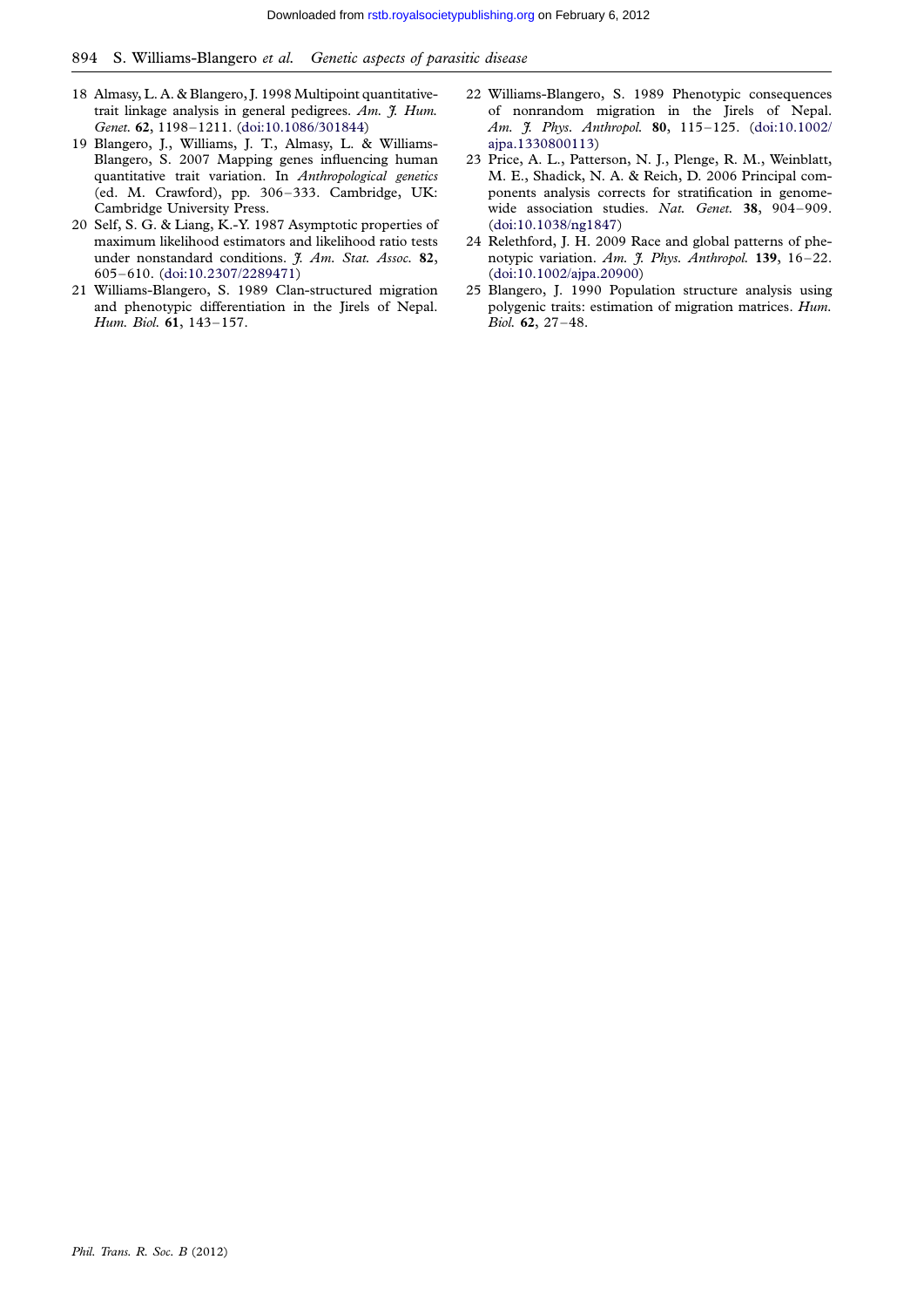18 Almasy, L. A. & Blangero, J. 1998 Multipoint quantitative-trait linkage analysis in general pedigrees. *Am. J. Hum. Genet.* **62**, 1198–1211. (doi:10.1086/301844)

19 Blangero, J., Williams, J. T., Almasy, L. & Williams-Blangero, S. 2007 Mapping genes influencing human quantitative trait variation. In *Anthropological genetics* (ed. M. Crawford), pp. 306–333. Cambridge, UK: Cambridge University Press.

20 Self, S. G. & Liang, K.-Y. 1987 Asymptotic properties of maximum likelihood estimators and likelihood ratio tests under nonstandard conditions. *J. Am. Stat. Assoc.* **82**, 605–610. (doi:10.2307/2289471)

21 Williams-Blangero, S. 1989 Clan-structured migration and phenotypic differentiation in the Jirels of Nepal. *Hum. Biol.* **61**, 143–157.

22 Williams-Blangero, S. 1989 Phenotypic consequences of nonrandom migration in the Jirels of Nepal. *Am. J. Phys. Anthropol.* **80**, 115–125. (doi:10.1002/ajpa.1330800113)

23 Price, A. L., Patterson, N. J., Plenge, R. M., Weinblatt, M. E., Shadick, N. A. & Reich, D. 2006 Principal components analysis corrects for stratification in genome-wide association studies. *Nat. Genet.* **38**, 904–909. (doi:10.1038/ng1847)

24 Relethford, J. H. 2009 Race and global patterns of phenotypic variation. *Am. J. Phys. Anthropol.* **139**, 16–22. (doi:10.1002/ajpa.20900)

25 Blangero, J. 1990 Population structure analysis using polygenic traits: estimation of migration matrices. *Hum. Biol.* **62**, 27–48.